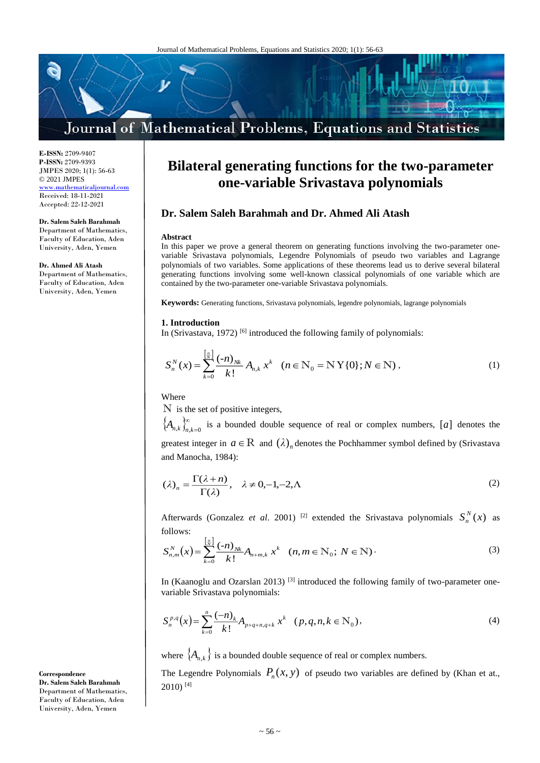**E-ISSN:** 2709-9407
**P-ISSN:** 2709-9393
JMPES 2020; 1(1): 56-63
© 2021 JMPES
www.mathematicaljournal.com
Received: 18-11-2021
Accepted: 22-12-2021

**Dr. Salem Saleh Barahmah**
Department of Mathematics, Faculty of Education, Aden University, Aden, Yemen

**Dr. Ahmed Ali Atash**
Department of Mathematics, Faculty of Education, Aden University, Aden, Yemen

**Correspondence**
**Dr. Salem Saleh Barahmah**
Department of Mathematics, Faculty of Education, Aden University, Aden, Yemen

# Bilateral generating functions for the two-parameter one-variable Srivastava polynomials

## Dr. Salem Saleh Barahmah and Dr. Ahmed Ali Atash

**Abstract**

In this paper we prove a general theorem on generating functions involving the two-parameter one-variable Srivastava polynomials, Legendre Polynomials of pseudo two variables and Lagrange polynomials of two variables. Some applications of these theorems lead us to derive several bilateral generating functions involving some well-known classical polynomials of one variable which are contained by the two-parameter one-variable Srivastava polynomials.

**Keywords:** Generating functions, Srivastava polynomials, legendre polynomials, lagrange polynomials

### 1. Introduction

In (Srivastava, 1972) [6] introduced the following family of polynomials:

$$S_n^N(x)=\sum_{k=0}^{\left[\frac{n}{N}\right]}\frac{(-n)_{Nk}}{k!}A_{n,k}\,x^k \quad (n\in\mathbb{N}_0=\mathbb{N}\cup\{0\};N\in\mathbb{N}), \tag{1}$$

Where

$\mathbb{N}$ is the set of positive integers,

$\{A_{n,k}\}_{n,k=0}^{\infty}$ is a bounded double sequence of real or complex numbers, $[a]$ denotes the greatest integer in $a\in\mathbb{R}$ and $(\lambda)_n$ denotes the Pochhammer symbol defined by (Srivastava and Manocha, 1984):

$$(\lambda)_n=\frac{\Gamma(\lambda+n)}{\Gamma(\lambda)},\quad \lambda\neq 0,-1,-2,\ldots \tag{2}$$

Afterwards (Gonzalez *et al*. 2001) [2] extended the Srivastava polynomials $S_n^N(x)$ as follows:

$$S_{n,m}^N(x)=\sum_{k=0}^{\left[\frac{n}{N}\right]}\frac{(-n)_{Nk}}{k!}A_{n+m,k}\,x^k \quad (n,m\in\mathbb{N}_0;\ N\in\mathbb{N}). \tag{3}$$

In (Kaanoglu and Ozarslan 2013) [3] introduced the following family of two-parameter one-variable Srivastava polynomials:

$$S_n^{p,q}(x)=\sum_{k=0}^{n}\frac{(-n)_k}{k!}A_{p+q+n,q+k}\,x^k \quad (p,q,n,k\in\mathbb{N}_0), \tag{4}$$

where $\{A_{n,k}\}$ is a bounded double sequence of real or complex numbers.

The Legendre Polynomials $P_n(x,y)$ of pseudo two variables are defined by (Khan et al., 2010) [4]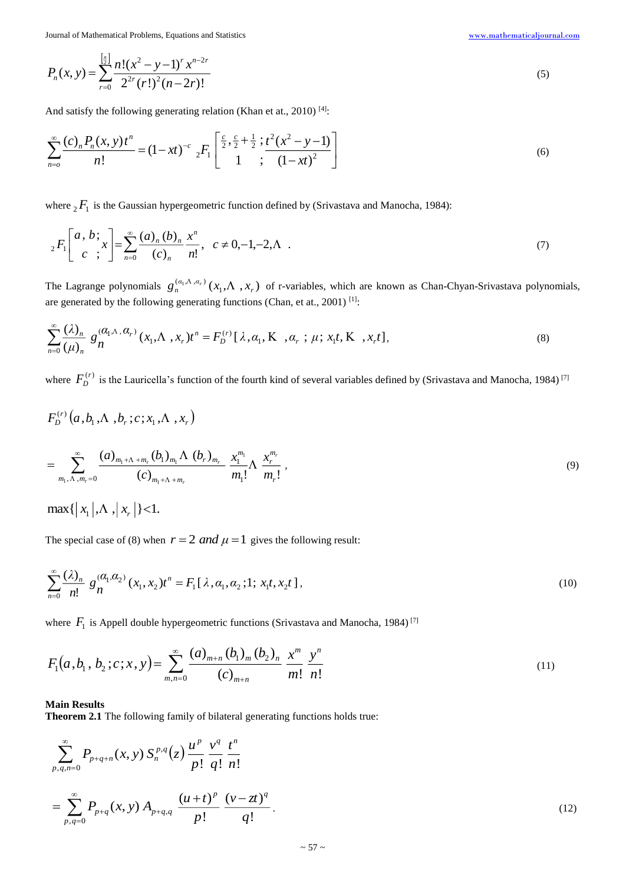$$P_n(x,y)=\sum_{r=0}^{\left[\frac{n}{2}\right]}\frac{n!(x^2-y-1)^r x^{n-2r}}{2^{2r}(r!)^2(n-2r)!} \tag{5}$$

And satisfy the following generating relation (Khan et at., 2010) [4]:

$$\sum_{n=o}^{\infty}\frac{(c)_n P_n(x,y)t^n}{n!}=(1-xt)^{-c}\ {}_2F_1\left[\begin{matrix}\frac{c}{2},\frac{c}{2}+\frac{1}{2}\ ;\dfrac{t^2(x^2-y-1)}{(1-xt)^2}\\ 1\quad ;\end{matrix}\right] \tag{6}$$

where ${}_2F_1$ is the Gaussian hypergeometric function defined by (Srivastava and Manocha, 1984):

$${}_2F_1\left[\begin{matrix}a,\ b;\\ c\ \ ;\end{matrix}x\right]=\sum_{n=0}^{\infty}\frac{(a)_n\,(b)_n}{(c)_n}\frac{x^n}{n!},\quad c\neq 0,-1,-2,\ldots\ . \tag{7}$$

The Lagrange polynomials $g_n^{(\alpha_1,\ldots,\alpha_r)}(x_1,\ldots,x_r)$ of r-variables, which are known as Chan-Chyan-Srivastava polynomials, are generated by the following generating functions (Chan, et at., 2001) [1]:

$$\sum_{n=0}^{\infty}\frac{(\lambda)_n}{(\mu)_n}\ g_n^{(\alpha_1,\ldots,\alpha_r)}(x_1,\ldots,x_r)t^n=F_D^{(r)}[\lambda,\alpha_1,\ldots,\alpha_r\ ;\ \mu;\ x_1t,\ldots,x_rt], \tag{8}$$

where $F_D^{(r)}$ is the Lauricella's function of the fourth kind of several variables defined by (Srivastava and Manocha, 1984) [7]

$$F_D^{(r)}\left(a,b_1,\ldots,b_r;c;x_1,\ldots,x_r\right)$$

$$=\sum_{m_1,\ldots,m_r=0}^{\infty}\frac{(a)_{m_1+\cdots+m_r}(b_1)_{m_1}\cdots(b_r)_{m_r}}{(c)_{m_1+\cdots+m_r}}\ \frac{x_1^{m_1}}{m_1!}\cdots\frac{x_r^{m_r}}{m_r!}, \tag{9}$$

$\max\{|x_1|,\ldots,|x_r|\}<1.$

The special case of (8) when $r=2$ *and* $\mu=1$ gives the following result:

$$\sum_{n=0}^{\infty}\frac{(\lambda)_n}{n!}\ g_n^{(\alpha_1,\alpha_2)}(x_1,x_2)t^n=F_1[\lambda,\alpha_1,\alpha_2;1;\ x_1t,x_2t], \tag{10}$$

where $F_1$ is Appell double hypergeometric functions (Srivastava and Manocha, 1984) [7]

$$F_1\left(a,b_1,\,b_2\,;c;x,y\right)=\sum_{m,n=0}^{\infty}\frac{(a)_{m+n}(b_1)_m(b_2)_n}{(c)_{m+n}}\ \frac{x^m}{m!}\ \frac{y^n}{n!} \tag{11}$$

**Main Results**

**Theorem 2.1** The following family of bilateral generating functions holds true:

$$\sum_{p,q,n=0}^{\infty}P_{p+q+n}(x,y)\,S_n^{p,q}(z)\,\frac{u^p}{p!}\,\frac{v^q}{q!}\,\frac{t^n}{n!}$$

$$=\sum_{p,q=0}^{\infty}P_{p+q}(x,y)\,A_{p+q,q}\,\frac{(u+t)^p}{p!}\,\frac{(v-zt)^q}{q!}. \tag{12}$$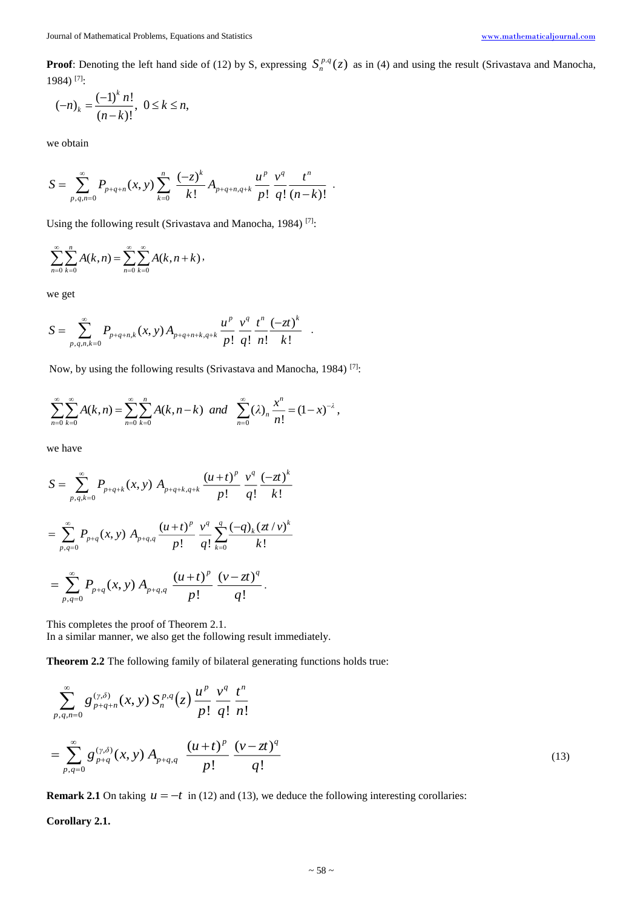**Proof**: Denoting the left hand side of (12) by S, expressing $S_n^{p,q}(z)$ as in (4) and using the result (Srivastava and Manocha, 1984) [7]:

$$(-n)_k = \frac{(-1)^k \, n!}{(n-k)!}, \;\; 0 \le k \le n,$$

we obtain

$$S = \sum_{p,q,n=0}^{\infty} P_{p+q+n}(x,y) \sum_{k=0}^{n} \frac{(-z)^k}{k!} A_{p+q+n,q+k} \frac{u^p}{p!} \frac{v^q}{q!} \frac{t^n}{(n-k)!} \; .$$

Using the following result (Srivastava and Manocha, 1984) [7]:

$$\sum_{n=0}^{\infty} \sum_{k=0}^{n} A(k,n) = \sum_{n=0}^{\infty} \sum_{k=0}^{\infty} A(k,n+k),$$

we get

$$S = \sum_{p,q,n,k=0}^{\infty} P_{p+q+n,k}(x,y) \, A_{p+q+n+k,q+k} \frac{u^p}{p!} \frac{v^q}{q!} \frac{t^n}{n!} \frac{(-zt)^k}{k!} \; .$$

Now, by using the following results (Srivastava and Manocha, 1984) [7]:

$$\sum_{n=0}^{\infty} \sum_{k=0}^{\infty} A(k,n) = \sum_{n=0}^{\infty} \sum_{k=0}^{n} A(k,n-k) \;\; and \;\; \sum_{n=0}^{\infty} (\lambda)_n \frac{x^n}{n!} = (1-x)^{-\lambda},$$

we have

$$S = \sum_{p,q,k=0}^{\infty} P_{p+q+k}(x,y) \; A_{p+q+k,q+k} \frac{(u+t)^p}{p!} \frac{v^q}{q!} \frac{(-zt)^k}{k!}$$

$$= \sum_{p,q=0}^{\infty} P_{p+q}(x,y) \; A_{p+q,q} \frac{(u+t)^p}{p!} \frac{v^q}{q!} \sum_{k=0}^{q} \frac{(-q)_k (zt/v)^k}{k!}$$

$$= \sum_{p,q=0}^{\infty} P_{p+q}(x,y) \; A_{p+q,q} \; \frac{(u+t)^p}{p!} \; \frac{(v-zt)^q}{q!}.$$

This completes the proof of Theorem 2.1.
In a similar manner, we also get the following result immediately.

**Theorem 2.2** The following family of bilateral generating functions holds true:

$$\sum_{p,q,n=0}^{\infty} g_{p+q+n}^{(\gamma,\delta)}(x,y) \, S_n^{p,q}(z) \frac{u^p}{p!} \frac{v^q}{q!} \frac{t^n}{n!}$$

$$= \sum_{p,q=0}^{\infty} g_{p+q}^{(\gamma,\delta)}(x,y) \, A_{p+q,q} \;\; \frac{(u+t)^p}{p!} \; \frac{(v-zt)^q}{q!} \tag{13}$$

**Remark 2.1** On taking $u = -t$ in (12) and (13), we deduce the following interesting corollaries:

**Corollary 2.1.**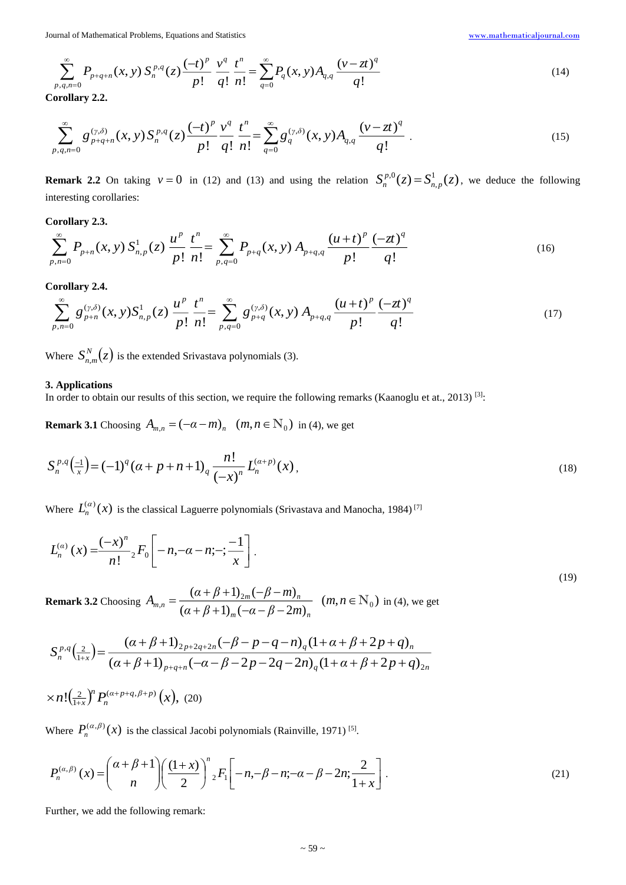$$\sum_{p,q,n=0}^{\infty} P_{p+q+n}(x,y)\, S_n^{p,q}(z) \frac{(-t)^p}{p!} \frac{v^q}{q!} \frac{t^n}{n!} = \sum_{q=0}^{\infty} P_q(x,y) A_{q,q} \frac{(v-zt)^q}{q!} \tag{14}$$

**Corollary 2.2.**

$$\sum_{p,q,n=0}^{\infty} g_{p+q+n}^{(\gamma,\delta)}(x,y) S_n^{p,q}(z) \frac{(-t)^p}{p!} \frac{v^q}{q!} \frac{t^n}{n!} = \sum_{q=0}^{\infty} g_q^{(\gamma,\delta)}(x,y) A_{q,q} \frac{(v-zt)^q}{q!}\ . \tag{15}$$

**Remark 2.2** On taking $v=0$ in (12) and (13) and using the relation $S_n^{p,0}(z) = S_{n,p}^1(z)$, we deduce the following interesting corollaries:

**Corollary 2.3.**

$$\sum_{p,n=0}^{\infty} P_{p+n}(x,y)\, S_{n,p}^1(z) \,\frac{u^p}{p!} \frac{t^n}{n!} = \sum_{p,q=0}^{\infty} P_{p+q}(x,y)\, A_{p+q,q} \,\frac{(u+t)^p}{p!} \frac{(-zt)^q}{q!} \tag{16}$$

**Corollary 2.4.**

$$\sum_{p,n=0}^{\infty} g_{p+n}^{(\gamma,\delta)}(x,y) S_{n,p}^1(z) \,\frac{u^p}{p!} \frac{t^n}{n!} = \sum_{p,q=0}^{\infty} g_{p+q}^{(\gamma,\delta)}(x,y)\, A_{p+q,q} \,\frac{(u+t)^p}{p!} \frac{(-zt)^q}{q!} \tag{17}$$

Where $S_{n,m}^N(z)$ is the extended Srivastava polynomials (3).

### 3. Applications

In order to obtain our results of this section, we require the following remarks (Kaanoglu et at., 2013) [3]:

**Remark 3.1** Choosing $A_{m,n} = (-\alpha-m)_n \quad (m,n \in \mathbb{N}_0)$ in (4), we get

$$S_n^{p,q}\left(\tfrac{-1}{x}\right) = (-1)^q (\alpha+p+n+1)_q \,\frac{n!}{(-x)^n}\, L_n^{(\alpha+p)}(x)\,, \tag{18}$$

Where $L_n^{(\alpha)}(x)$ is the classical Laguerre polynomials (Srivastava and Manocha, 1984) [7]

$$L_n^{(\alpha)}(x) = \frac{(-x)^n}{n!}\, {}_2F_0\left[-n,-\alpha-n;-;\frac{-1}{x}\right]. \tag{19}$$

**Remark 3.2** Choosing $A_{m,n} = \dfrac{(\alpha+\beta+1)_{2m}(-\beta-m)_n}{(\alpha+\beta+1)_m(-\alpha-\beta-2m)_n} \quad (m,n \in \mathbb{N}_0)$ in (4), we get

$$S_n^{p,q}\left(\tfrac{2}{1+x}\right) = \frac{(\alpha+\beta+1)_{2p+2q+2n}(-\beta-p-q-n)_q(1+\alpha+\beta+2p+q)_n}{(\alpha+\beta+1)_{p+q+n}(-\alpha-\beta-2p-2q-2n)_q(1+\alpha+\beta+2p+q)_{2n}}$$

$$\times n!\left(\tfrac{2}{1+x}\right)^n P_n^{(\alpha+p+q,\beta+p)}(x), \tag{20}$$

Where $P_n^{(\alpha,\beta)}(x)$ is the classical Jacobi polynomials (Rainville, 1971) [5].

$$P_n^{(\alpha,\beta)}(x) = \binom{\alpha+\beta+1}{n}\left(\frac{(1+x)}{2}\right)^n {}_2F_1\left[-n,-\beta-n;-\alpha-\beta-2n;\frac{2}{1+x}\right]. \tag{21}$$

Further, we add the following remark: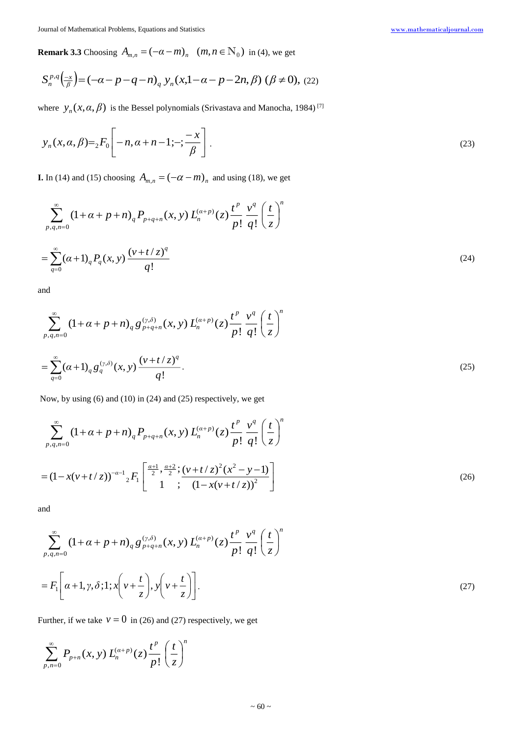**Remark 3.3** Choosing $A_{m,n} = (-\alpha - m)_n \quad (m, n \in \mathbb{N}_0)$ in (4), we get

$$S_n^{p,q}\left(\tfrac{-x}{\beta}\right) = (-\alpha - p - q - n)_q \, y_n(x, 1 - \alpha - p - 2n, \beta) \; (\beta \neq 0), \tag{22}$$

where $y_n(x, \alpha, \beta)$ is the Bessel polynomials (Srivastava and Manocha, 1984) [7]

$$y_n(x, \alpha, \beta) = {}_2F_0\left[-n, \alpha + n - 1; -; \frac{-x}{\beta}\right]. \tag{23}$$

**I.** In (14) and (15) choosing $A_{m,n} = (-\alpha - m)_n$ and using (18), we get

$$\sum_{p,q,n=0}^{\infty} (1 + \alpha + p + n)_q \, P_{p+q+n}(x, y) \, L_n^{(\alpha+p)}(z) \frac{t^p}{p!} \frac{v^q}{q!} \left(\frac{t}{z}\right)^n$$

$$= \sum_{q=0}^{\infty} (\alpha + 1)_q \, P_q(x, y) \frac{(v + t/z)^q}{q!} \tag{24}$$

and

$$\sum_{p,q,n=0}^{\infty} (1 + \alpha + p + n)_q \, g_{p+q+n}^{(\gamma,\delta)}(x, y) \, L_n^{(\alpha+p)}(z) \frac{t^p}{p!} \frac{v^q}{q!} \left(\frac{t}{z}\right)^n$$

$$= \sum_{q=0}^{\infty} (\alpha + 1)_q \, g_q^{(\gamma,\delta)}(x, y) \frac{(v + t/z)^q}{q!}. \tag{25}$$

Now, by using (6) and (10) in (24) and (25) respectively, we get

$$\sum_{p,q,n=0}^{\infty} (1 + \alpha + p + n)_q \, P_{p+q+n}(x, y) \, L_n^{(\alpha+p)}(z) \frac{t^p}{p!} \frac{v^q}{q!} \left(\frac{t}{z}\right)^n$$

$$= (1 - x(v + t/z))^{-\alpha-1} \, {}_2F_1\left[\begin{matrix} \frac{\alpha+1}{2}, \frac{\alpha+2}{2} ; \\ 1 \quad ; \end{matrix} \frac{(v + t/z)^2 (x^2 - y - 1)}{(1 - x(v + t/z))^2}\right] \tag{26}$$

and

$$\sum_{p,q,n=0}^{\infty} (1 + \alpha + p + n)_q \, g_{p+q+n}^{(\gamma,\delta)}(x, y) \, L_n^{(\alpha+p)}(z) \frac{t^p}{p!} \frac{v^q}{q!} \left(\frac{t}{z}\right)^n$$

$$= F_1\left[\alpha + 1, \gamma, \delta; 1; x\left(v + \frac{t}{z}\right), y\left(v + \frac{t}{z}\right)\right]. \tag{27}$$

Further, if we take $v = 0$ in (26) and (27) respectively, we get

$$\sum_{p,n=0}^{\infty} P_{p+n}(x, y) \, L_n^{(\alpha+p)}(z) \frac{t^p}{p!} \left(\frac{t}{z}\right)^n$$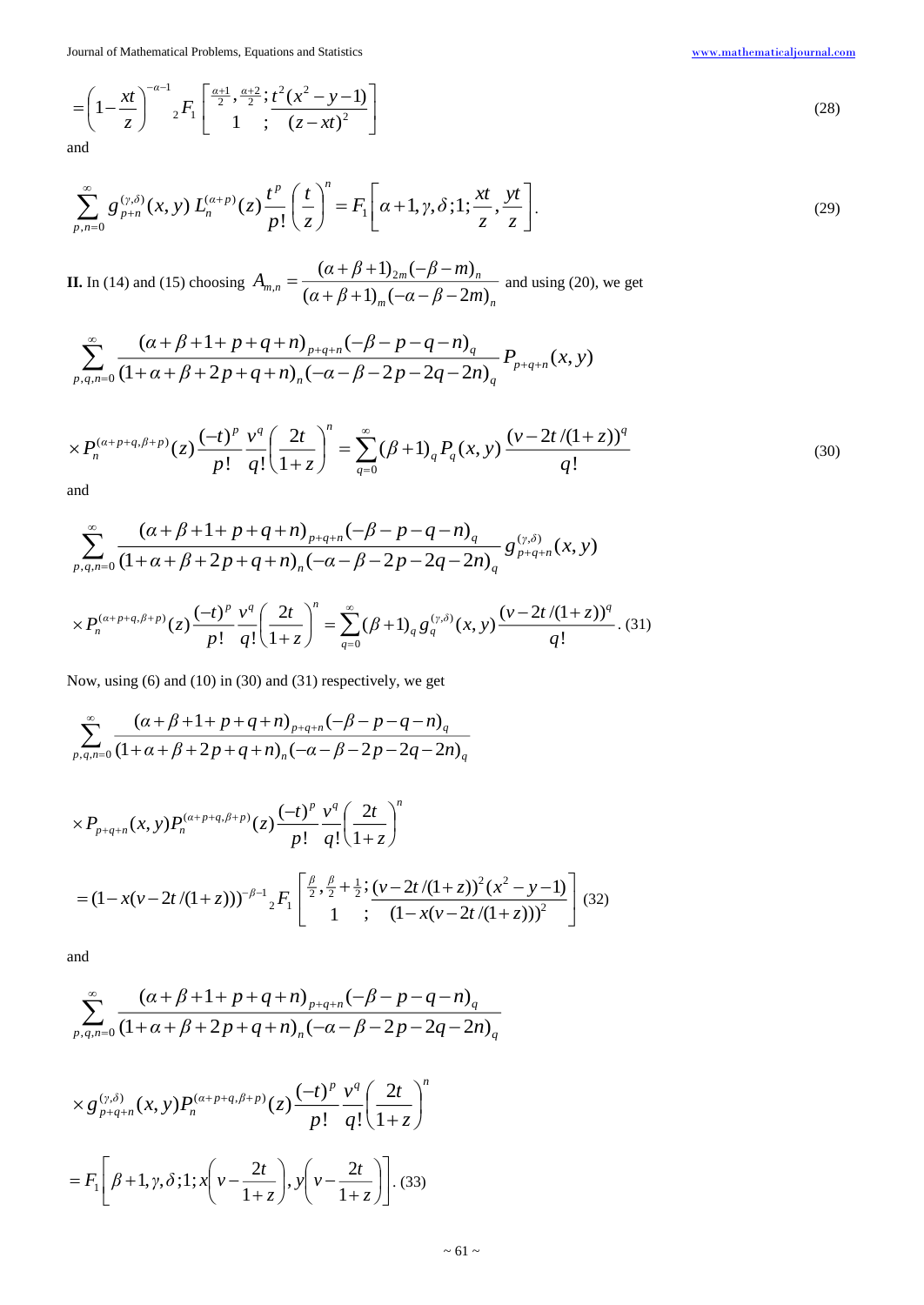$$= \left(1 - \frac{xt}{z}\right)^{-\alpha-1} {}_2F_1\left[\begin{matrix} \frac{\alpha+1}{2}, \frac{\alpha+2}{2}; \\ 1 \quad ; \end{matrix} \frac{t^2(x^2-y-1)}{(z-xt)^2}\right] \tag{28}$$

and

$$\sum_{p,n=0}^{\infty} g_{p+n}^{(\gamma,\delta)}(x,y)\, L_n^{(\alpha+p)}(z) \frac{t^p}{p!} \left(\frac{t}{z}\right)^n = F_1\left[\alpha+1, \gamma, \delta; 1; \frac{xt}{z}, \frac{yt}{z}\right]. \tag{29}$$

**II.** In (14) and (15) choosing $A_{m,n} = \dfrac{(\alpha+\beta+1)_{2m}(-\beta-m)_n}{(\alpha+\beta+1)_m(-\alpha-\beta-2m)_n}$ and using (20), we get

$$\sum_{p,q,n=0}^{\infty} \frac{(\alpha+\beta+1+p+q+n)_{p+q+n}(-\beta-p-q-n)_q}{(1+\alpha+\beta+2p+q+n)_n(-\alpha-\beta-2p-2q-2n)_q} P_{p+q+n}(x,y)$$

$$\times P_n^{(\alpha+p+q,\beta+p)}(z) \frac{(-t)^p}{p!} \frac{v^q}{q!} \left(\frac{2t}{1+z}\right)^n = \sum_{q=0}^{\infty} (\beta+1)_q P_q(x,y) \frac{(v-2t/(1+z))^q}{q!} \tag{30}$$

and

$$\sum_{p,q,n=0}^{\infty} \frac{(\alpha+\beta+1+p+q+n)_{p+q+n}(-\beta-p-q-n)_q}{(1+\alpha+\beta+2p+q+n)_n(-\alpha-\beta-2p-2q-2n)_q} g_{p+q+n}^{(\gamma,\delta)}(x,y)$$

$$\times P_n^{(\alpha+p+q,\beta+p)}(z) \frac{(-t)^p}{p!} \frac{v^q}{q!} \left(\frac{2t}{1+z}\right)^n = \sum_{q=0}^{\infty} (\beta+1)_q g_q^{(\gamma,\delta)}(x,y) \frac{(v-2t/(1+z))^q}{q!}. \tag{31}$$

Now, using (6) and (10) in (30) and (31) respectively, we get

$$\sum_{p,q,n=0}^{\infty} \frac{(\alpha+\beta+1+p+q+n)_{p+q+n}(-\beta-p-q-n)_q}{(1+\alpha+\beta+2p+q+n)_n(-\alpha-\beta-2p-2q-2n)_q}$$

$$\times P_{p+q+n}(x,y) P_n^{(\alpha+p+q,\beta+p)}(z) \frac{(-t)^p}{p!} \frac{v^q}{q!} \left(\frac{2t}{1+z}\right)^n$$

$$= (1 - x(v-2t/(1+z)))^{-\beta-1} {}_2F_1\left[\begin{matrix} \frac{\beta}{2}, \frac{\beta}{2}+\frac{1}{2}; \\ 1 \quad ; \end{matrix} \frac{(v-2t/(1+z))^2(x^2-y-1)}{(1-x(v-2t/(1+z)))^2}\right] \tag{32}$$

and

$$\sum_{p,q,n=0}^{\infty} \frac{(\alpha+\beta+1+p+q+n)_{p+q+n}(-\beta-p-q-n)_q}{(1+\alpha+\beta+2p+q+n)_n(-\alpha-\beta-2p-2q-2n)_q}$$

$$\times g_{p+q+n}^{(\gamma,\delta)}(x,y) P_n^{(\alpha+p+q,\beta+p)}(z) \frac{(-t)^p}{p!} \frac{v^q}{q!} \left(\frac{2t}{1+z}\right)^n$$

$$= F_1\left[\beta+1, \gamma, \delta; 1; x\left(v - \frac{2t}{1+z}\right), y\left(v - \frac{2t}{1+z}\right)\right]. \tag{33}$$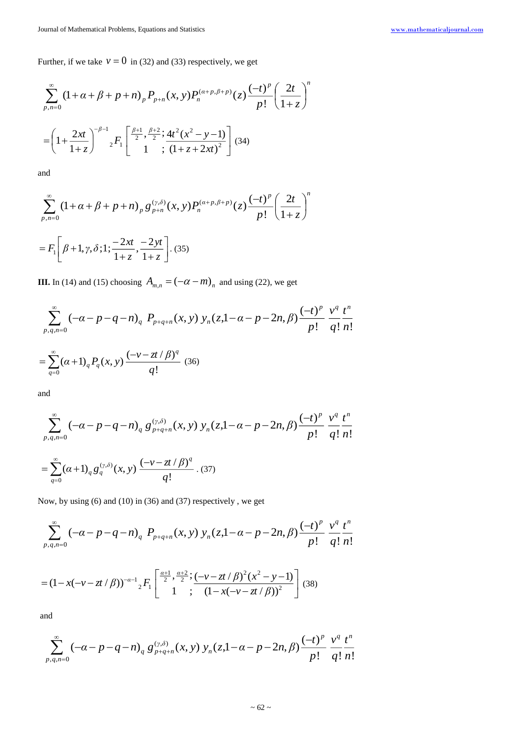Further, if we take $v = 0$ in (32) and (33) respectively, we get

$$\sum_{p,n=0}^{\infty} (1+\alpha+\beta+p+n)_p P_{p+n}(x,y) P_n^{(\alpha+p,\beta+p)}(z) \frac{(-t)^p}{p!} \left(\frac{2t}{1+z}\right)^n$$

$$= \left(1+\frac{2xt}{1+z}\right)^{-\beta-1} {}_2F_1\left[\begin{matrix} \frac{\beta+1}{2}, \frac{\beta+2}{2}; \\ 1 \quad ; \end{matrix} \frac{4t^2(x^2-y-1)}{(1+z+2xt)^2}\right] \quad (34)$$

and

$$\sum_{p,n=0}^{\infty} (1+\alpha+\beta+p+n)_p g_{p+n}^{(\gamma,\delta)}(x,y) P_n^{(\alpha+p,\beta+p)}(z) \frac{(-t)^p}{p!} \left(\frac{2t}{1+z}\right)^n$$

$$= F_1\left[\beta+1, \gamma, \delta; 1; \frac{-2xt}{1+z}, \frac{-2yt}{1+z}\right]. \quad (35)$$

**III.** In (14) and (15) choosing $A_{m,n} = (-\alpha - m)_n$ and using (22), we get

$$\sum_{p,q,n=0}^{\infty} (-\alpha-p-q-n)_q \; P_{p+q+n}(x,y) \; y_n(z, 1-\alpha-p-2n, \beta) \frac{(-t)^p}{p!} \frac{v^q}{q!} \frac{t^n}{n!}$$

$$= \sum_{q=0}^{\infty} (\alpha+1)_q P_q(x,y) \frac{(-v-zt/\beta)^q}{q!} \quad (36)$$

and

$$\sum_{p,q,n=0}^{\infty} (-\alpha-p-q-n)_q \; g_{p+q+n}^{(\gamma,\delta)}(x,y) \; y_n(z, 1-\alpha-p-2n, \beta) \frac{(-t)^p}{p!} \frac{v^q}{q!} \frac{t^n}{n!}$$

$$= \sum_{q=0}^{\infty} (\alpha+1)_q g_q^{(\gamma,\delta)}(x,y) \frac{(-v-zt/\beta)^q}{q!}. \quad (37)$$

Now, by using (6) and (10) in (36) and (37) respectively , we get

$$\sum_{p,q,n=0}^{\infty} (-\alpha-p-q-n)_q \; P_{p+q+n}(x,y) \; y_n(z, 1-\alpha-p-2n, \beta) \frac{(-t)^p}{p!} \frac{v^q}{q!} \frac{t^n}{n!}$$

$$= (1-x(-v-zt/\beta))^{-\alpha-1} {}_2F_1\left[\begin{matrix} \frac{\alpha+1}{2}, \frac{\alpha+2}{2}; \\ 1 \quad ; \end{matrix} \frac{(-v-zt/\beta)^2(x^2-y-1)}{(1-x(-v-zt/\beta))^2}\right] \quad (38)$$

and

$$\sum_{p,q,n=0}^{\infty} (-\alpha-p-q-n)_q \; g_{p+q+n}^{(\gamma,\delta)}(x,y) \; y_n(z, 1-\alpha-p-2n, \beta) \frac{(-t)^p}{p!} \frac{v^q}{q!} \frac{t^n}{n!}$$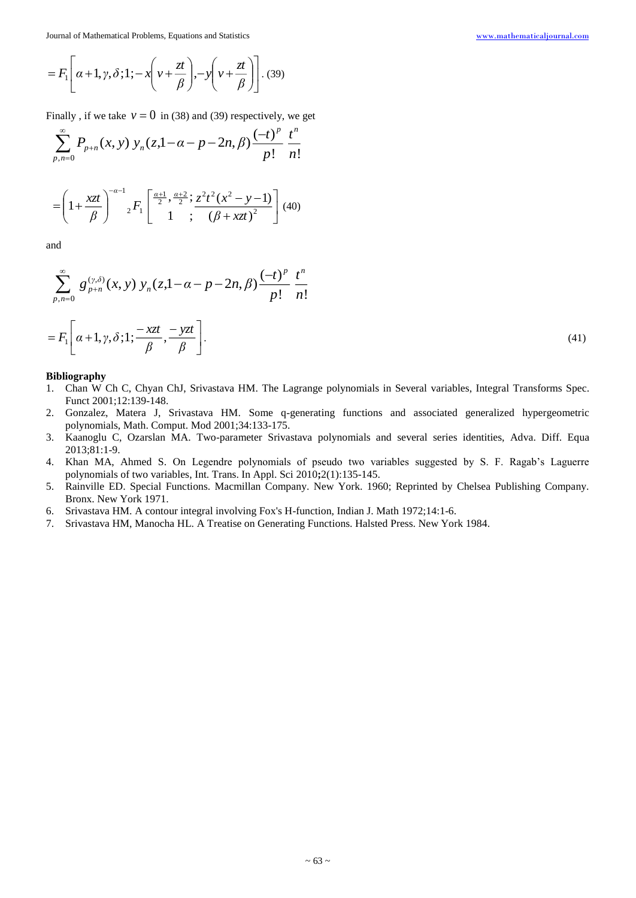$$= F_1\left[\alpha+1,\gamma,\delta;1;-x\left(v+\frac{zt}{\beta}\right),-y\left(v+\frac{zt}{\beta}\right)\right]. \quad (39)$$

Finally , if we take $v=0$ in (38) and (39) respectively, we get

$$\sum_{p,n=0}^{\infty} P_{p+n}(x,y)\, y_n(z,1-\alpha-p-2n,\beta)\frac{(-t)^p}{p!}\frac{t^n}{n!}$$

$$=\left(1+\frac{xzt}{\beta}\right)^{-\alpha-1}{}_2F_1\left[\begin{matrix}\frac{\alpha+1}{2},\frac{\alpha+2}{2}; \\ 1 \quad ;\end{matrix}\frac{z^2t^2(x^2-y-1)}{(\beta+xzt)^2}\right] \quad (40)$$

and

$$\sum_{p,n=0}^{\infty} g_{p+n}^{(\gamma,\delta)}(x,y)\, y_n(z,1-\alpha-p-2n,\beta)\frac{(-t)^p}{p!}\frac{t^n}{n!}$$

$$= F_1\left[\alpha+1,\gamma,\delta;1;\frac{-xzt}{\beta},\frac{-yzt}{\beta}\right]. \quad (41)$$

**Bibliography**

1. Chan W Ch C, Chyan ChJ, Srivastava HM. The Lagrange polynomials in Several variables, Integral Transforms Spec. Funct 2001;12:139-148.
2. Gonzalez, Matera J, Srivastava HM. Some q-generating functions and associated generalized hypergeometric polynomials, Math. Comput. Mod 2001;34:133-175.
3. Kaanoglu C, Ozarslan MA. Two-parameter Srivastava polynomials and several series identities, Adva. Diff. Equa 2013;81:1-9.
4. Khan MA, Ahmed S. On Legendre polynomials of pseudo two variables suggested by S. F. Ragab's Laguerre polynomials of two variables, Int. Trans. In Appl. Sci 2010;2(1):135-145.
5. Rainville ED. Special Functions. Macmillan Company. New York. 1960; Reprinted by Chelsea Publishing Company. Bronx. New York 1971.
6. Srivastava HM. A contour integral involving Fox's H-function, Indian J. Math 1972;14:1-6.
7. Srivastava HM, Manocha HL. A Treatise on Generating Functions. Halsted Press. New York 1984.